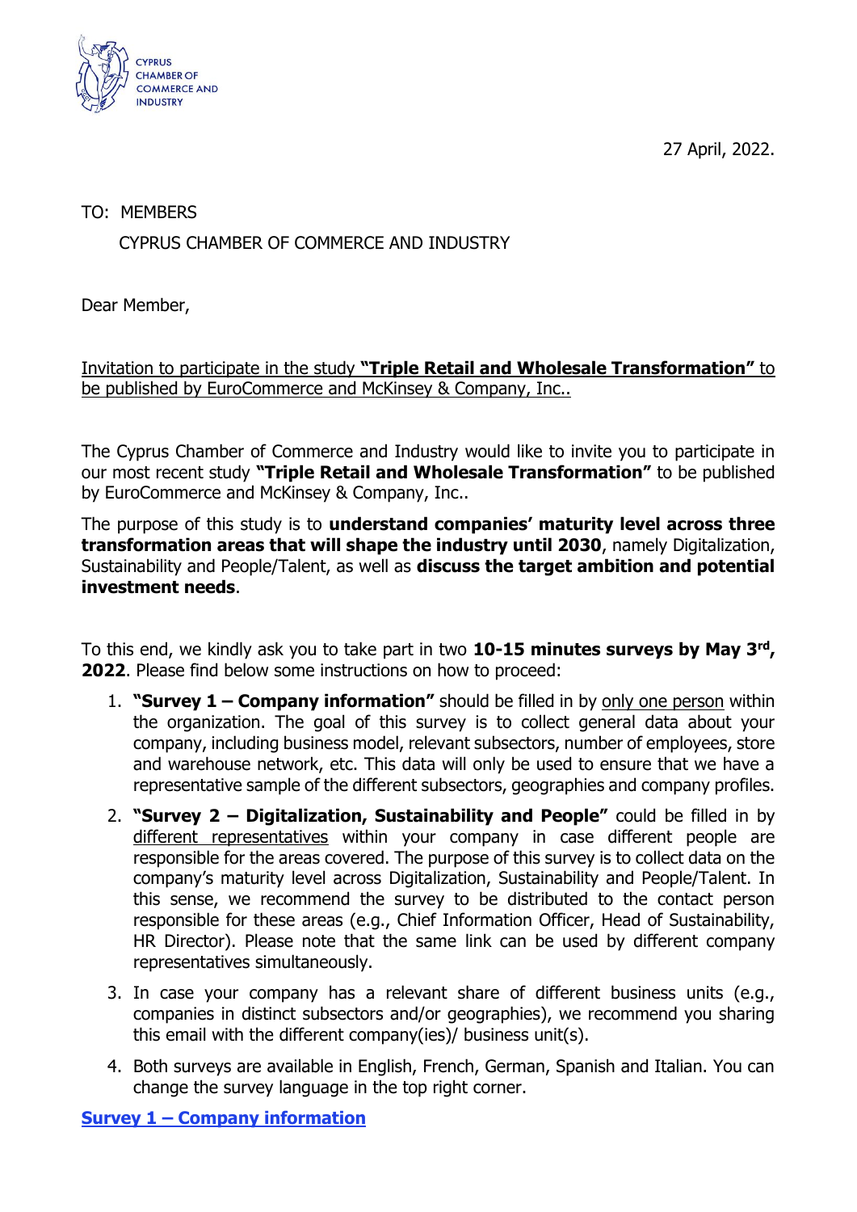CYPRUS CHAMBER OF COMMERCE AND INDUSTRY

27 April, 2022.

TO: MEMBERS

CYPRUS CHAMBER OF COMMERCE AND INDUSTRY

Dear Member,

Invitation to participate in the study **"Triple Retail and Wholesale Transformation"** to be published by EuroCommerce and McKinsey & Company, Inc..

The Cyprus Chamber of Commerce and Industry would like to invite you to participate in our most recent study **"Triple Retail and Wholesale Transformation"** to be published by EuroCommerce and McKinsey & Company, Inc..

The purpose of this study is to **understand companies' maturity level across three transformation areas that will shape the industry until 2030**, namely Digitalization, Sustainability and People/Talent, as well as **discuss the target ambition and potential investment needs**.

To this end, we kindly ask you to take part in two **10-15 minutes surveys by May 3rd, 2022**. Please find below some instructions on how to proceed:

1. **"Survey 1 – Company information"** should be filled in by only one person within the organization. The goal of this survey is to collect general data about your company, including business model, relevant subsectors, number of employees, store and warehouse network, etc. This data will only be used to ensure that we have a representative sample of the different subsectors, geographies and company profiles.
2. **"Survey 2 – Digitalization, Sustainability and People"** could be filled in by different representatives within your company in case different people are responsible for the areas covered. The purpose of this survey is to collect data on the company's maturity level across Digitalization, Sustainability and People/Talent. In this sense, we recommend the survey to be distributed to the contact person responsible for these areas (e.g., Chief Information Officer, Head of Sustainability, HR Director). Please note that the same link can be used by different company representatives simultaneously.
3. In case your company has a relevant share of different business units (e.g., companies in distinct subsectors and/or geographies), we recommend you sharing this email with the different company(ies)/ business unit(s).
4. Both surveys are available in English, French, German, Spanish and Italian. You can change the survey language in the top right corner.

**Survey 1 – Company information**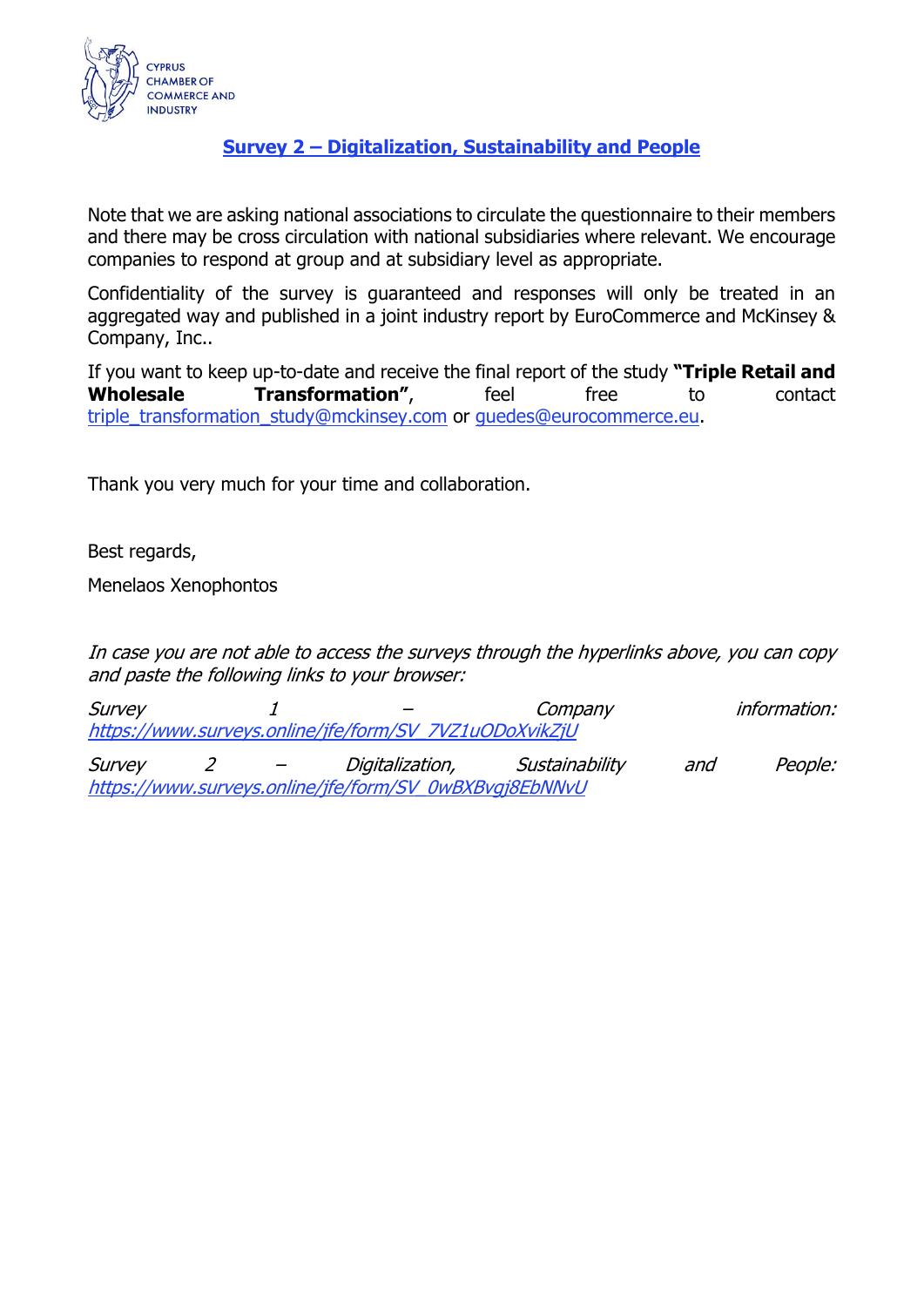CYPRUS CHAMBER OF COMMERCE AND INDUSTRY

**[Survey 2 – Digitalization, Sustainability and People](https://www.surveys.online/jfe/form/SV_0wBXBvgj8EbNNvU)**

Note that we are asking national associations to circulate the questionnaire to their members and there may be cross circulation with national subsidiaries where relevant. We encourage companies to respond at group and at subsidiary level as appropriate.

Confidentiality of the survey is guaranteed and responses will only be treated in an aggregated way and published in a joint industry report by EuroCommerce and McKinsey & Company, Inc..

If you want to keep up-to-date and receive the final report of the study **"Triple Retail and Wholesale Transformation"**, feel free to contact triple_transformation_study@mckinsey.com or guedes@eurocommerce.eu.

Thank you very much for your time and collaboration.

Best regards,

Menelaos Xenophontos

*In case you are not able to access the surveys through the hyperlinks above, you can copy and paste the following links to your browser:*

*Survey 1 – Company information: https://www.surveys.online/jfe/form/SV_7VZ1uODoXvikZjU*

*Survey 2 – Digitalization, Sustainability and People: https://www.surveys.online/jfe/form/SV_0wBXBvgj8EbNNvU*